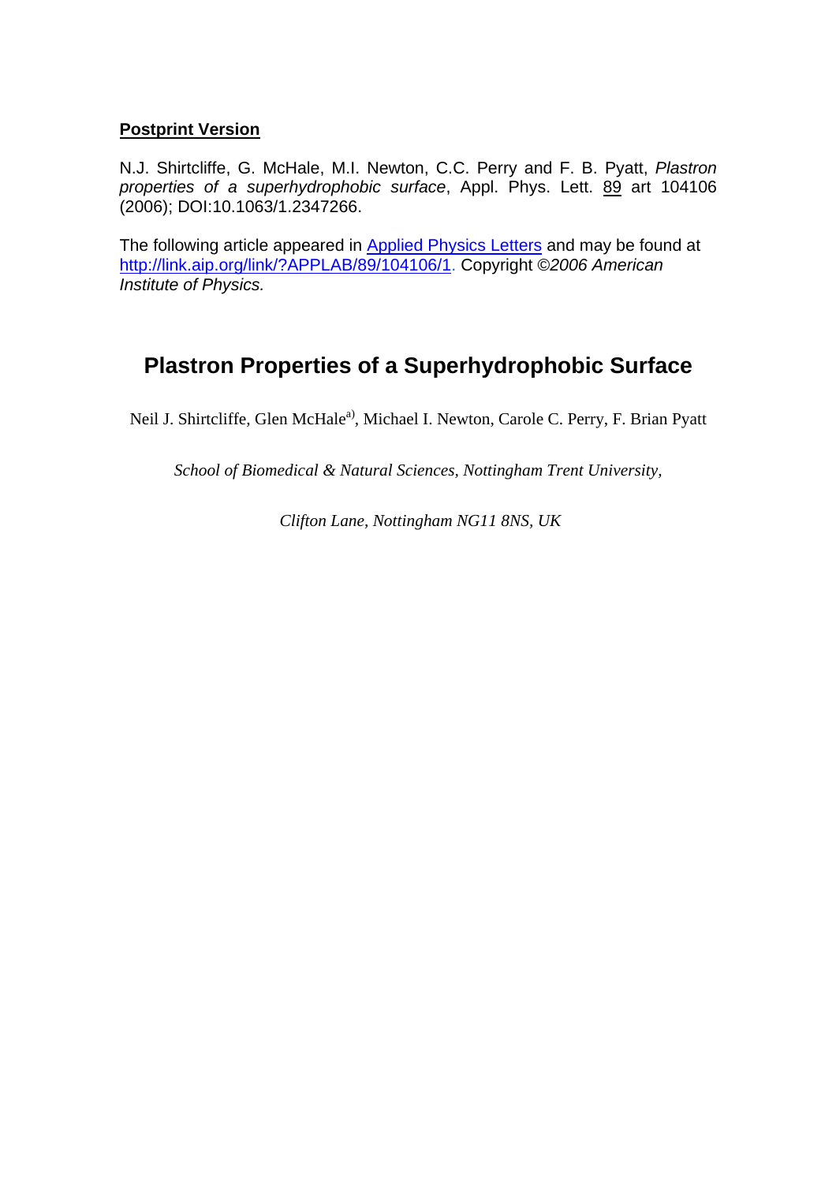**Postprint Version**

N.J. Shirtcliffe, G. McHale, M.I. Newton, C.C. Perry and F. B. Pyatt, *Plastron properties of a superhydrophobic surface*, Appl. Phys. Lett. 89 art 104106 (2006); DOI:10.1063/1.2347266.

The following article appeared in Applied Physics Letters and may be found at http://link.aip.org/link/?APPLAB/89/104106/1. Copyright ©*2006 American Institute of Physics.*

# Plastron Properties of a Superhydrophobic Surface

Neil J. Shirtcliffe, Glen McHale[a)], Michael I. Newton, Carole C. Perry, F. Brian Pyatt

*School of Biomedical & Natural Sciences, Nottingham Trent University,*

*Clifton Lane, Nottingham NG11 8NS, UK*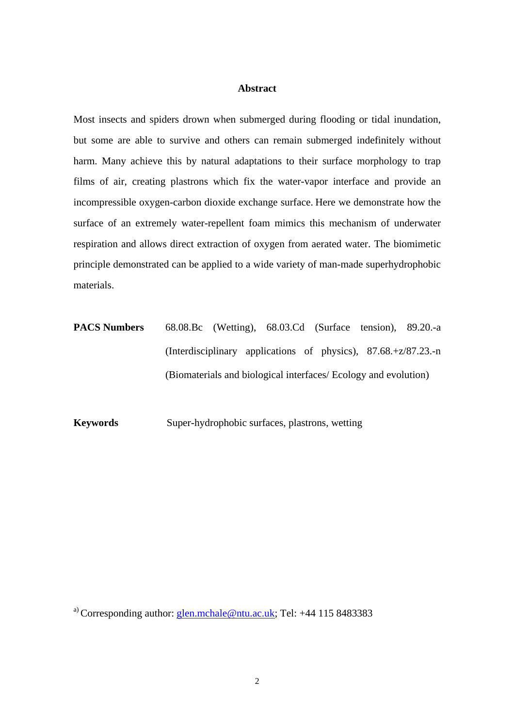## Abstract

Most insects and spiders drown when submerged during flooding or tidal inundation, but some are able to survive and others can remain submerged indefinitely without harm. Many achieve this by natural adaptations to their surface morphology to trap films of air, creating plastrons which fix the water-vapor interface and provide an incompressible oxygen-carbon dioxide exchange surface. Here we demonstrate how the surface of an extremely water-repellent foam mimics this mechanism of underwater respiration and allows direct extraction of oxygen from aerated water. The biomimetic principle demonstrated can be applied to a wide variety of man-made superhydrophobic materials.

**PACS Numbers** 68.08.Bc (Wetting), 68.03.Cd (Surface tension), 89.20.-a (Interdisciplinary applications of physics), 87.68.+z/87.23.-n (Biomaterials and biological interfaces/ Ecology and evolution)

**Keywords** Super-hydrophobic surfaces, plastrons, wetting

[a] Corresponding author: glen.mchale@ntu.ac.uk; Tel: +44 115 8483383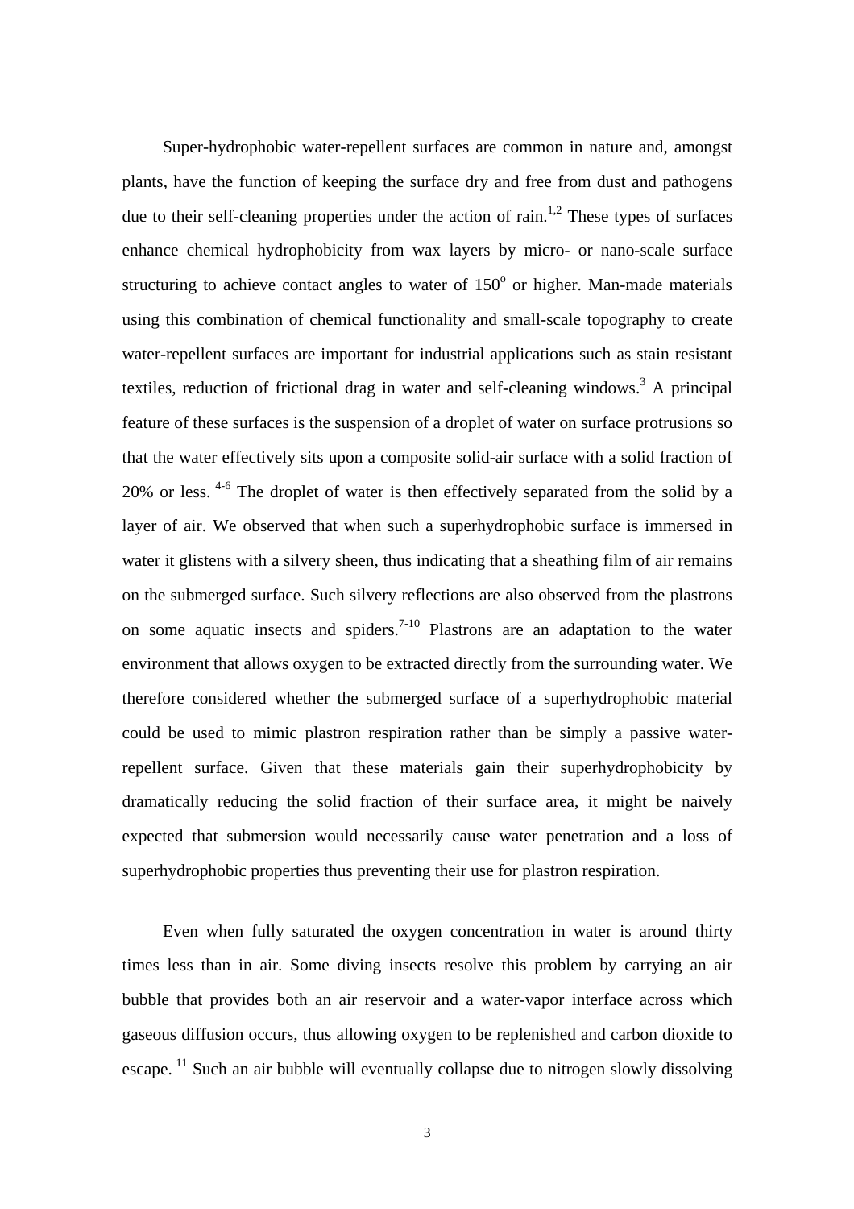Super-hydrophobic water-repellent surfaces are common in nature and, amongst plants, have the function of keeping the surface dry and free from dust and pathogens due to their self-cleaning properties under the action of rain.[1,2] These types of surfaces enhance chemical hydrophobicity from wax layers by micro- or nano-scale surface structuring to achieve contact angles to water of $150^{o}$ or higher. Man-made materials using this combination of chemical functionality and small-scale topography to create water-repellent surfaces are important for industrial applications such as stain resistant textiles, reduction of frictional drag in water and self-cleaning windows.[3] A principal feature of these surfaces is the suspension of a droplet of water on surface protrusions so that the water effectively sits upon a composite solid-air surface with a solid fraction of 20% or less. [4-6] The droplet of water is then effectively separated from the solid by a layer of air. We observed that when such a superhydrophobic surface is immersed in water it glistens with a silvery sheen, thus indicating that a sheathing film of air remains on the submerged surface. Such silvery reflections are also observed from the plastrons on some aquatic insects and spiders.[7-10] Plastrons are an adaptation to the water environment that allows oxygen to be extracted directly from the surrounding water. We therefore considered whether the submerged surface of a superhydrophobic material could be used to mimic plastron respiration rather than be simply a passive water-repellent surface. Given that these materials gain their superhydrophobicity by dramatically reducing the solid fraction of their surface area, it might be naively expected that submersion would necessarily cause water penetration and a loss of superhydrophobic properties thus preventing their use for plastron respiration.

Even when fully saturated the oxygen concentration in water is around thirty times less than in air. Some diving insects resolve this problem by carrying an air bubble that provides both an air reservoir and a water-vapor interface across which gaseous diffusion occurs, thus allowing oxygen to be replenished and carbon dioxide to escape. [11] Such an air bubble will eventually collapse due to nitrogen slowly dissolving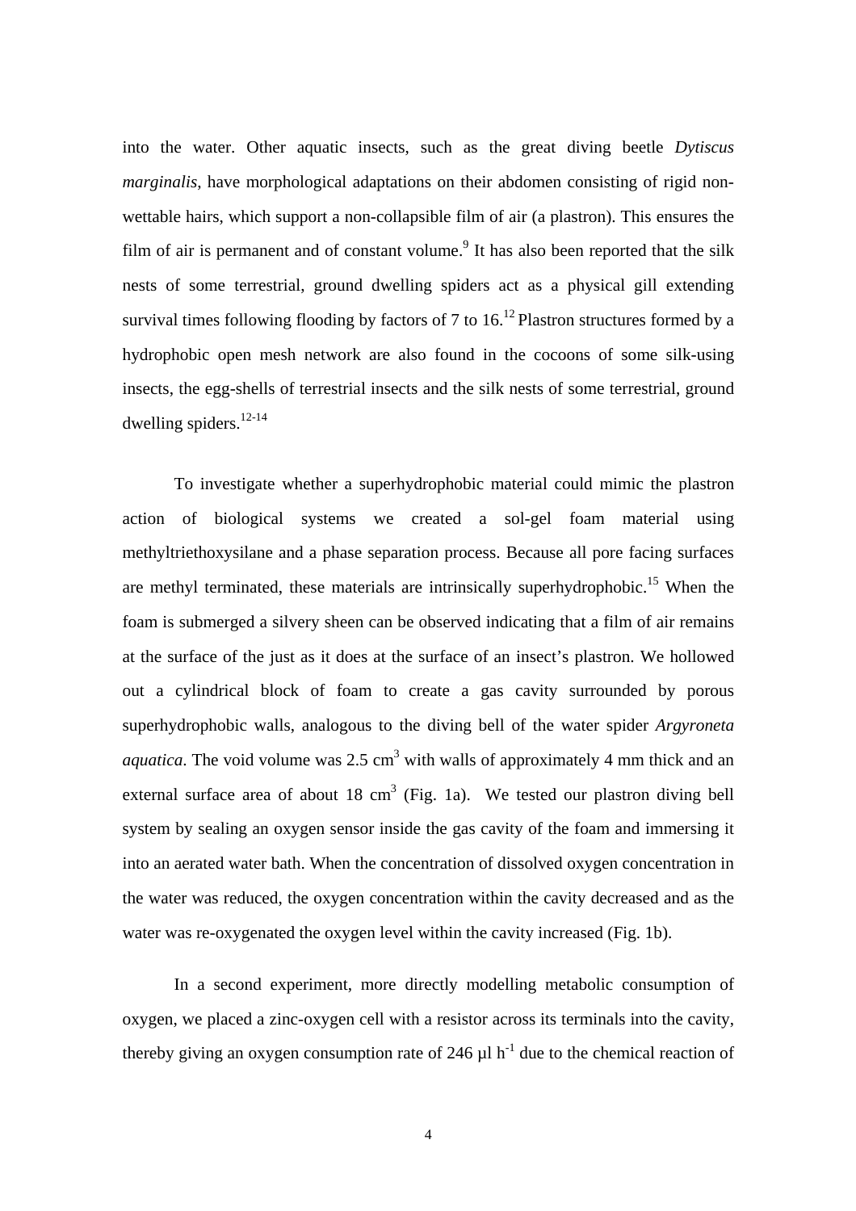into the water. Other aquatic insects, such as the great diving beetle *Dytiscus marginalis*, have morphological adaptations on their abdomen consisting of rigid non-wettable hairs, which support a non-collapsible film of air (a plastron). This ensures the film of air is permanent and of constant volume.[9] It has also been reported that the silk nests of some terrestrial, ground dwelling spiders act as a physical gill extending survival times following flooding by factors of 7 to 16.[12] Plastron structures formed by a hydrophobic open mesh network are also found in the cocoons of some silk-using insects, the egg-shells of terrestrial insects and the silk nests of some terrestrial, ground dwelling spiders.[12-14]

To investigate whether a superhydrophobic material could mimic the plastron action of biological systems we created a sol-gel foam material using methyltriethoxysilane and a phase separation process. Because all pore facing surfaces are methyl terminated, these materials are intrinsically superhydrophobic.[15] When the foam is submerged a silvery sheen can be observed indicating that a film of air remains at the surface of the just as it does at the surface of an insect's plastron. We hollowed out a cylindrical block of foam to create a gas cavity surrounded by porous superhydrophobic walls, analogous to the diving bell of the water spider *Argyroneta aquatica*. The void volume was 2.5 $cm^3$ with walls of approximately 4 mm thick and an external surface area of about 18 $cm^3$ (Fig. 1a). We tested our plastron diving bell system by sealing an oxygen sensor inside the gas cavity of the foam and immersing it into an aerated water bath. When the concentration of dissolved oxygen concentration in the water was reduced, the oxygen concentration within the cavity decreased and as the water was re-oxygenated the oxygen level within the cavity increased (Fig. 1b).

In a second experiment, more directly modelling metabolic consumption of oxygen, we placed a zinc-oxygen cell with a resistor across its terminals into the cavity, thereby giving an oxygen consumption rate of 246 μl $h^{-1}$ due to the chemical reaction of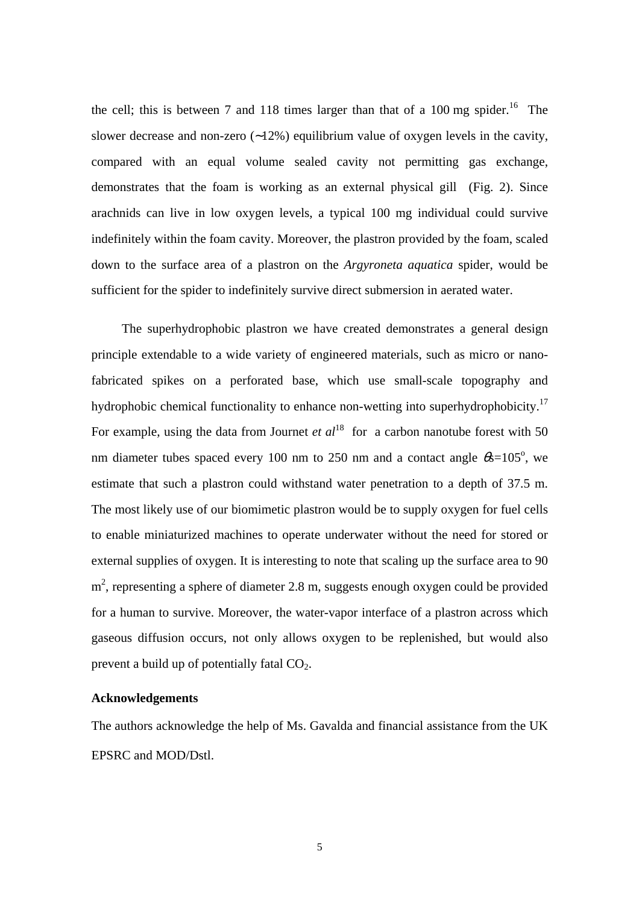the cell; this is between 7 and 118 times larger than that of a 100 mg spider.[16] The slower decrease and non-zero (~12%) equilibrium value of oxygen levels in the cavity, compared with an equal volume sealed cavity not permitting gas exchange, demonstrates that the foam is working as an external physical gill (Fig. 2). Since arachnids can live in low oxygen levels, a typical 100 mg individual could survive indefinitely within the foam cavity. Moreover, the plastron provided by the foam, scaled down to the surface area of a plastron on the *Argyroneta aquatica* spider, would be sufficient for the spider to indefinitely survive direct submersion in aerated water.

The superhydrophobic plastron we have created demonstrates a general design principle extendable to a wide variety of engineered materials, such as micro or nano-fabricated spikes on a perforated base, which use small-scale topography and hydrophobic chemical functionality to enhance non-wetting into superhydrophobicity.[17] For example, using the data from Journet *et al*[18] for a carbon nanotube forest with 50 nm diameter tubes spaced every 100 nm to 250 nm and a contact angle $\theta_S$=105$^{o}$, we estimate that such a plastron could withstand water penetration to a depth of 37.5 m. The most likely use of our biomimetic plastron would be to supply oxygen for fuel cells to enable miniaturized machines to operate underwater without the need for stored or external supplies of oxygen. It is interesting to note that scaling up the surface area to 90 m$^2$, representing a sphere of diameter 2.8 m, suggests enough oxygen could be provided for a human to survive. Moreover, the water-vapor interface of a plastron across which gaseous diffusion occurs, not only allows oxygen to be replenished, but would also prevent a build up of potentially fatal $CO_2$.

**Acknowledgements**

The authors acknowledge the help of Ms. Gavalda and financial assistance from the UK EPSRC and MOD/Dstl.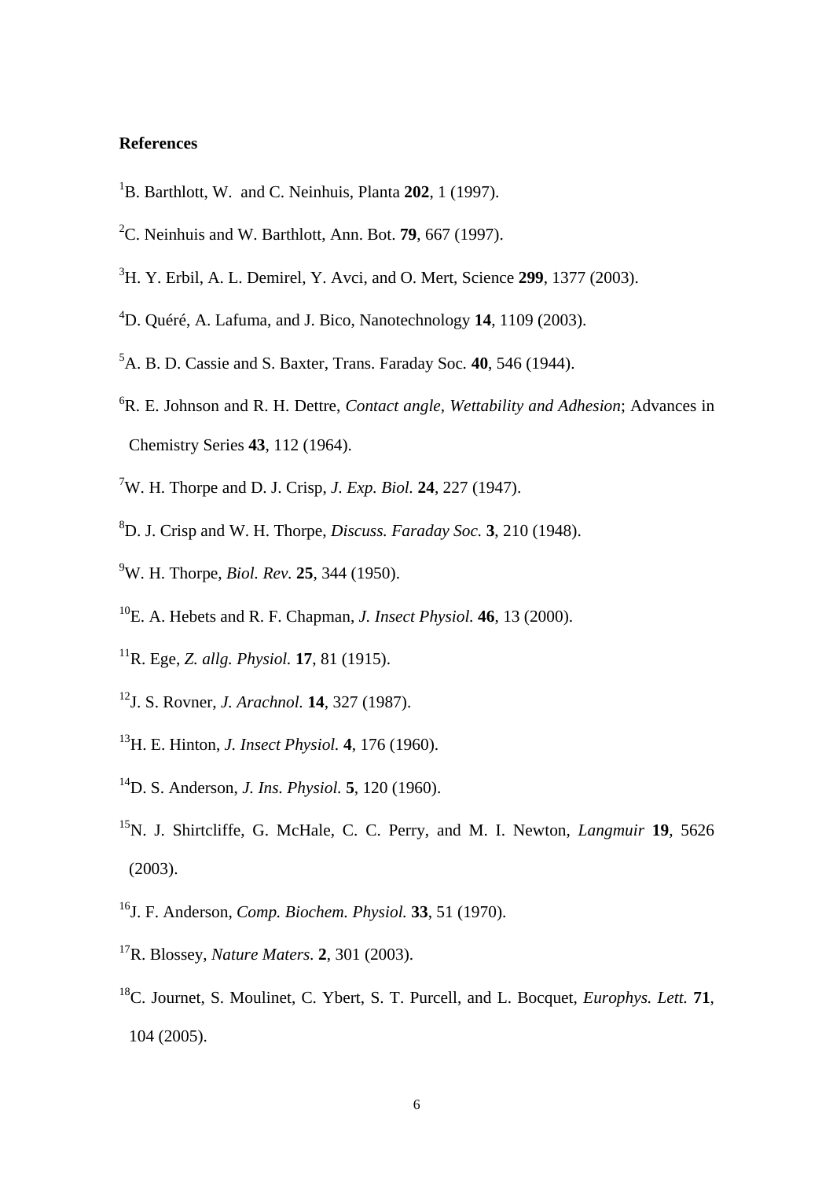**References**

[1]B. Barthlott, W. and C. Neinhuis, Planta **202**, 1 (1997).

[2]C. Neinhuis and W. Barthlott, Ann. Bot. **79**, 667 (1997).

[3]H. Y. Erbil, A. L. Demirel, Y. Avci, and O. Mert, Science **299**, 1377 (2003).

[4]D. Quéré, A. Lafuma, and J. Bico, Nanotechnology **14**, 1109 (2003).

[5]A. B. D. Cassie and S. Baxter, Trans. Faraday Soc. **40**, 546 (1944).

[6]R. E. Johnson and R. H. Dettre, *Contact angle, Wettability and Adhesion*; Advances in Chemistry Series **43**, 112 (1964).

[7]W. H. Thorpe and D. J. Crisp, *J. Exp. Biol.* **24**, 227 (1947).

[8]D. J. Crisp and W. H. Thorpe, *Discuss. Faraday Soc.* **3**, 210 (1948).

[9]W. H. Thorpe, *Biol. Rev.* **25**, 344 (1950).

[10]E. A. Hebets and R. F. Chapman, *J. Insect Physiol.* **46**, 13 (2000).

[11]R. Ege, *Z. allg. Physiol.* **17**, 81 (1915).

[12]J. S. Rovner, *J. Arachnol.* **14**, 327 (1987).

[13]H. E. Hinton, *J. Insect Physiol.* **4**, 176 (1960).

[14]D. S. Anderson, *J. Ins. Physiol.* **5**, 120 (1960).

[15]N. J. Shirtcliffe, G. McHale, C. C. Perry, and M. I. Newton, *Langmuir* **19**, 5626 (2003).

[16]J. F. Anderson, *Comp. Biochem. Physiol.* **33**, 51 (1970).

[17]R. Blossey, *Nature Maters.* **2**, 301 (2003).

[18]C. Journet, S. Moulinet, C. Ybert, S. T. Purcell, and L. Bocquet, *Europhys. Lett.* **71**, 104 (2005).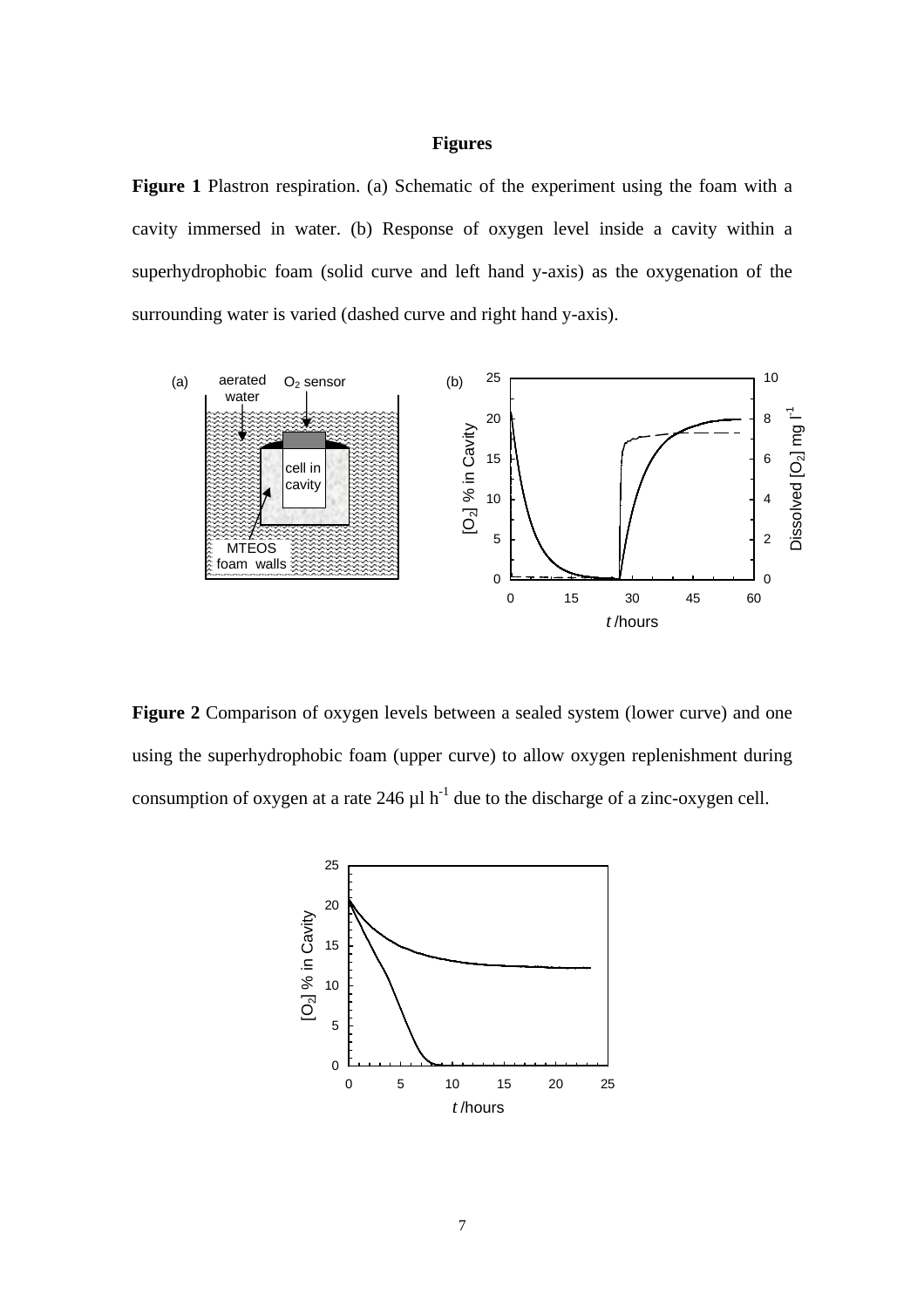# Figures

**Figure 1** Plastron respiration. (a) Schematic of the experiment using the foam with a cavity immersed in water. (b) Response of oxygen level inside a cavity within a superhydrophobic foam (solid curve and left hand y-axis) as the oxygenation of the surrounding water is varied (dashed curve and right hand y-axis).

**Figure 2** Comparison of oxygen levels between a sealed system (lower curve) and one using the superhydrophobic foam (upper curve) to allow oxygen replenishment during consumption of oxygen at a rate 246 µl $h^{-1}$ due to the discharge of a zinc-oxygen cell.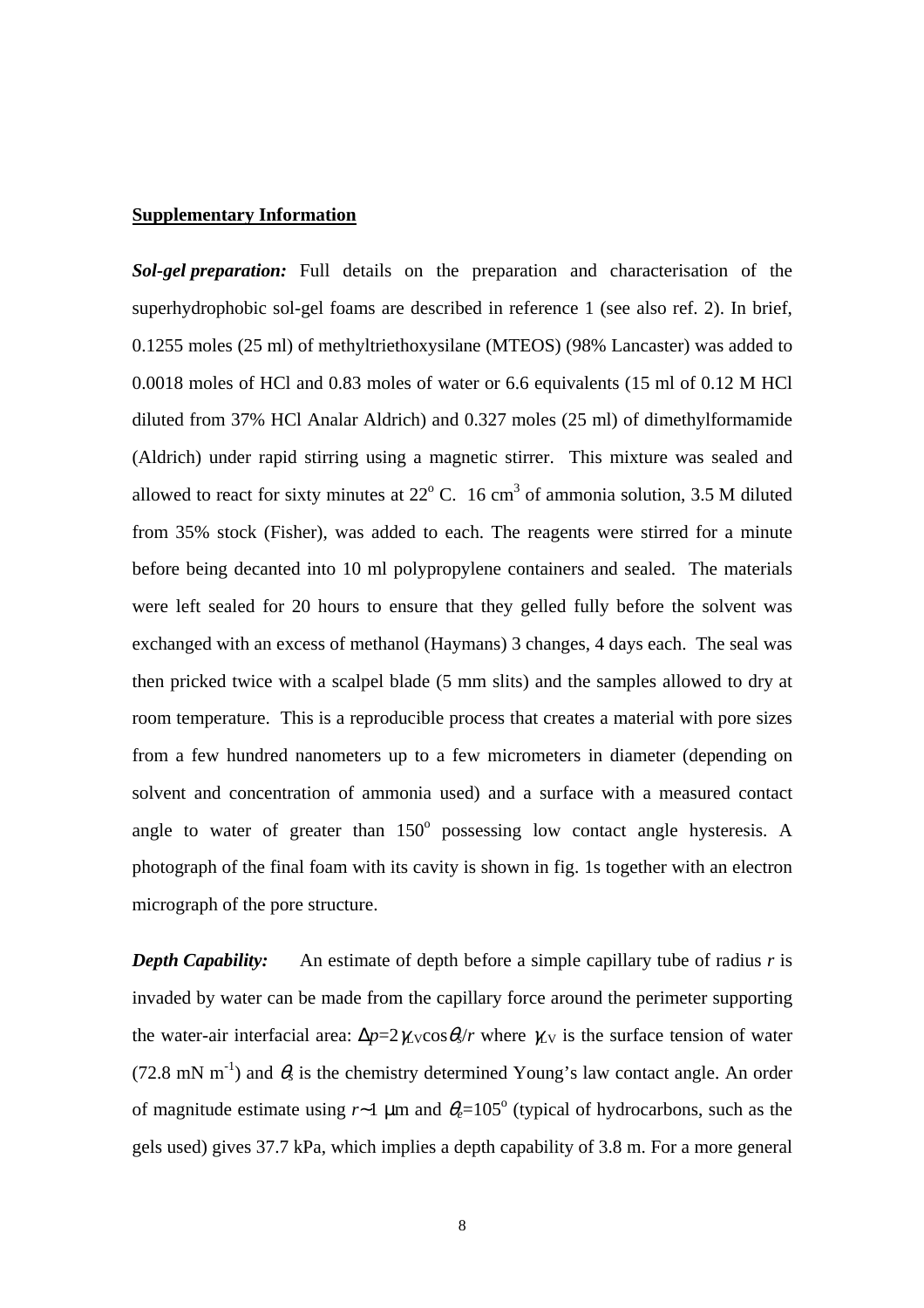**Supplementary Information**

***Sol-gel preparation:*** Full details on the preparation and characterisation of the superhydrophobic sol-gel foams are described in reference 1 (see also ref. 2). In brief, 0.1255 moles (25 ml) of methyltriethoxysilane (MTEOS) (98% Lancaster) was added to 0.0018 moles of HCl and 0.83 moles of water or 6.6 equivalents (15 ml of 0.12 M HCl diluted from 37% HCl Analar Aldrich) and 0.327 moles (25 ml) of dimethylformamide (Aldrich) under rapid stirring using a magnetic stirrer. This mixture was sealed and allowed to react for sixty minutes at $22^{o}$ C. 16 $cm^3$ of ammonia solution, 3.5 M diluted from 35% stock (Fisher), was added to each. The reagents were stirred for a minute before being decanted into 10 ml polypropylene containers and sealed. The materials were left sealed for 20 hours to ensure that they gelled fully before the solvent was exchanged with an excess of methanol (Haymans) 3 changes, 4 days each. The seal was then pricked twice with a scalpel blade (5 mm slits) and the samples allowed to dry at room temperature. This is a reproducible process that creates a material with pore sizes from a few hundred nanometers up to a few micrometers in diameter (depending on solvent and concentration of ammonia used) and a surface with a measured contact angle to water of greater than $150^{o}$ possessing low contact angle hysteresis. A photograph of the final foam with its cavity is shown in fig. 1s together with an electron micrograph of the pore structure.

***Depth Capability:*** An estimate of depth before a simple capillary tube of radius $r$ is invaded by water can be made from the capillary force around the perimeter supporting the water-air interfacial area: $\Delta p = 2\gamma_{LV}\cos\theta_{e}/r$ where $\gamma_{LV}$ is the surface tension of water (72.8 mN $m^{-1}$) and $\theta_{e}$ is the chemistry determined Young's law contact angle. An order of magnitude estimate using $r \sim 1$ μm and $\theta_{e} = 105^{o}$ (typical of hydrocarbons, such as the gels used) gives 37.7 kPa, which implies a depth capability of 3.8 m. For a more general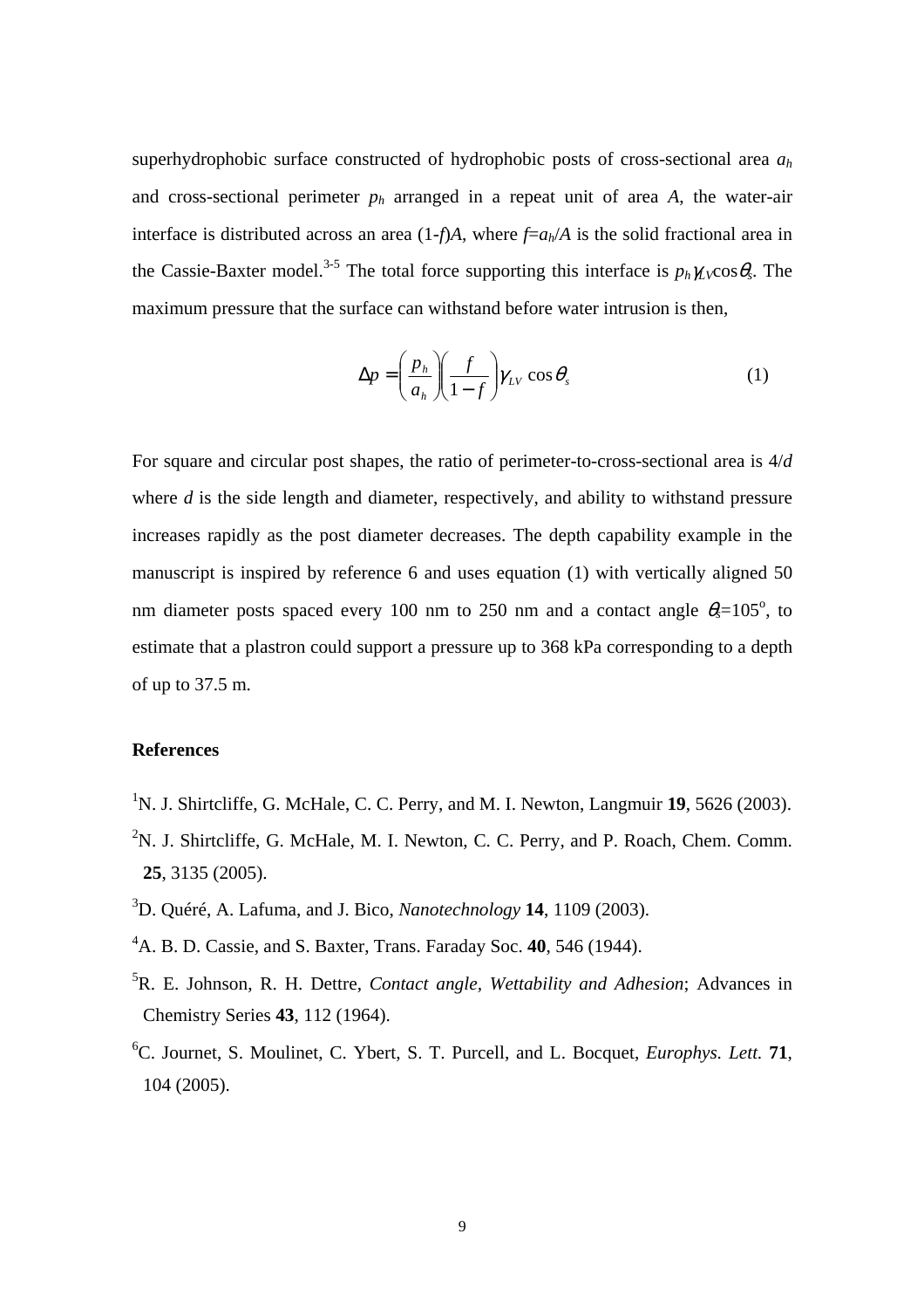superhydrophobic surface constructed of hydrophobic posts of cross-sectional area $a_h$ and cross-sectional perimeter $p_h$ arranged in a repeat unit of area $A$, the water-air interface is distributed across an area $(1-f)A$, where $f=a_h/A$ is the solid fractional area in the Cassie-Baxter model.[3-5] The total force supporting this interface is $p_h\gamma_{LV}\cos\theta_s$. The maximum pressure that the surface can withstand before water intrusion is then,

$$\Delta p = \left(\frac{p_h}{a_h}\right)\left(\frac{f}{1-f}\right)\gamma_{LV}\cos\theta_s \qquad (1)$$

For square and circular post shapes, the ratio of perimeter-to-cross-sectional area is $4/d$ where $d$ is the side length and diameter, respectively, and ability to withstand pressure increases rapidly as the post diameter decreases. The depth capability example in the manuscript is inspired by reference 6 and uses equation (1) with vertically aligned 50 nm diameter posts spaced every 100 nm to 250 nm and a contact angle $\theta_s=105^{\circ}$, to estimate that a plastron could support a pressure up to 368 kPa corresponding to a depth of up to 37.5 m.

## References

[1] N. J. Shirtcliffe, G. McHale, C. C. Perry, and M. I. Newton, Langmuir **19**, 5626 (2003).

[2] N. J. Shirtcliffe, G. McHale, M. I. Newton, C. C. Perry, and P. Roach, Chem. Comm. **25**, 3135 (2005).

[3] D. Quéré, A. Lafuma, and J. Bico, *Nanotechnology* **14**, 1109 (2003).

[4] A. B. D. Cassie, and S. Baxter, Trans. Faraday Soc. **40**, 546 (1944).

[5] R. E. Johnson, R. H. Dettre, *Contact angle, Wettability and Adhesion*; Advances in Chemistry Series **43**, 112 (1964).

[6] C. Journet, S. Moulinet, C. Ybert, S. T. Purcell, and L. Bocquet, *Europhys. Lett.* **71**, 104 (2005).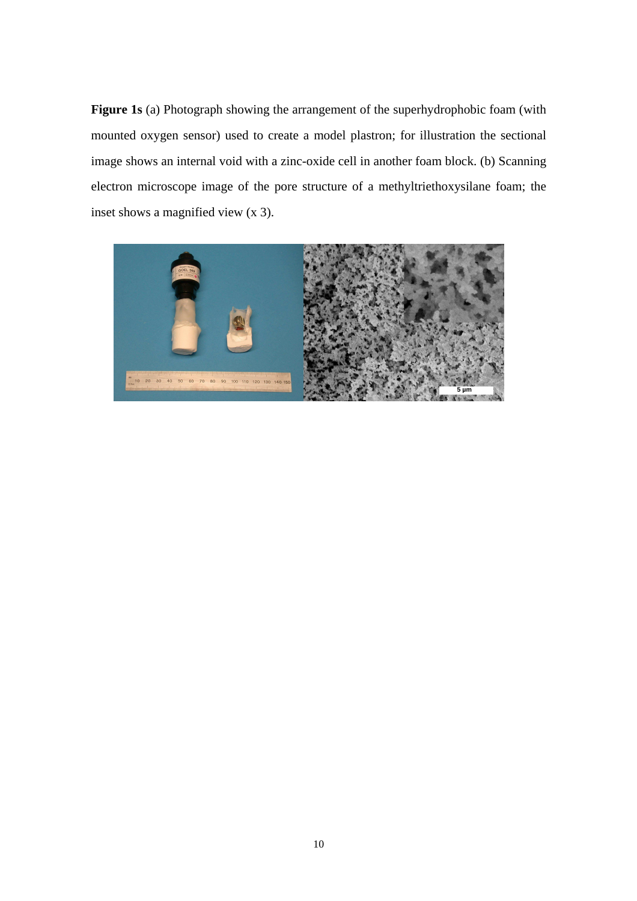**Figure 1s** (a) Photograph showing the arrangement of the superhydrophobic foam (with mounted oxygen sensor) used to create a model plastron; for illustration the sectional image shows an internal void with a zinc-oxide cell in another foam block. (b) Scanning electron microscope image of the pore structure of a methyltriethoxysilane foam; the inset shows a magnified view (x 3).